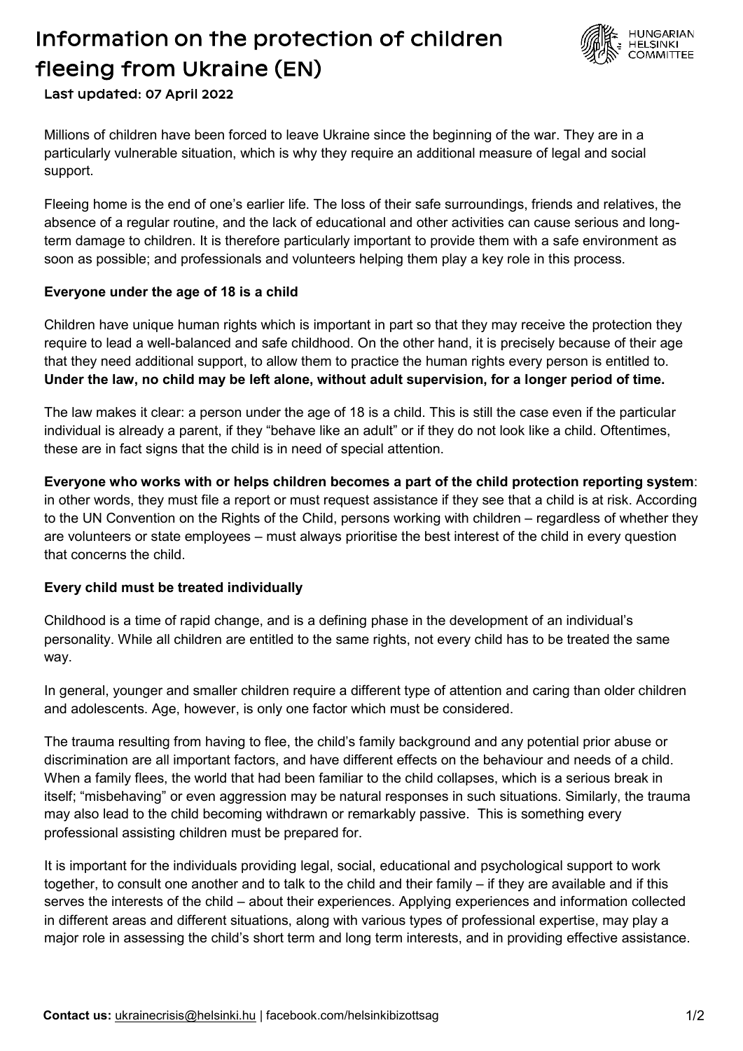# Information on the protection of children fleeing from Ukraine (EN)

**Last updated: 07 April 2022**

Millions of children have been forced to leave Ukraine since the beginning of the war. They are in a particularly vulnerable situation, which is why they require an additional measure of legal and social support.

Fleeing home is the end of one's earlier life. The loss of their safe surroundings, friends and relatives, the absence of a regular routine, and the lack of educational and other activities can cause serious and long-term damage to children. It is therefore particularly important to provide them with a safe environment as soon as possible; and professionals and volunteers helping them play a key role in this process.

**Everyone under the age of 18 is a child**

Children have unique human rights which is important in part so that they may receive the protection they require to lead a well-balanced and safe childhood. On the other hand, it is precisely because of their age that they need additional support, to allow them to practice the human rights every person is entitled to. **Under the law, no child may be left alone, without adult supervision, for a longer period of time.**

The law makes it clear: a person under the age of 18 is a child. This is still the case even if the particular individual is already a parent, if they "behave like an adult" or if they do not look like a child. Oftentimes, these are in fact signs that the child is in need of special attention.

**Everyone who works with or helps children becomes a part of the child protection reporting system**: in other words, they must file a report or must request assistance if they see that a child is at risk. According to the UN Convention on the Rights of the Child, persons working with children – regardless of whether they are volunteers or state employees – must always prioritise the best interest of the child in every question that concerns the child.

**Every child must be treated individually**

Childhood is a time of rapid change, and is a defining phase in the development of an individual's personality. While all children are entitled to the same rights, not every child has to be treated the same way.

In general, younger and smaller children require a different type of attention and caring than older children and adolescents. Age, however, is only one factor which must be considered.

The trauma resulting from having to flee, the child's family background and any potential prior abuse or discrimination are all important factors, and have different effects on the behaviour and needs of a child. When a family flees, the world that had been familiar to the child collapses, which is a serious break in itself; "misbehaving" or even aggression may be natural responses in such situations. Similarly, the trauma may also lead to the child becoming withdrawn or remarkably passive. This is something every professional assisting children must be prepared for.

It is important for the individuals providing legal, social, educational and psychological support to work together, to consult one another and to talk to the child and their family – if they are available and if this serves the interests of the child – about their experiences. Applying experiences and information collected in different areas and different situations, along with various types of professional expertise, may play a major role in assessing the child's short term and long term interests, and in providing effective assistance.

**Contact us:** ukrainecrisis@helsinki.hu | facebook.com/helsinkibizottsag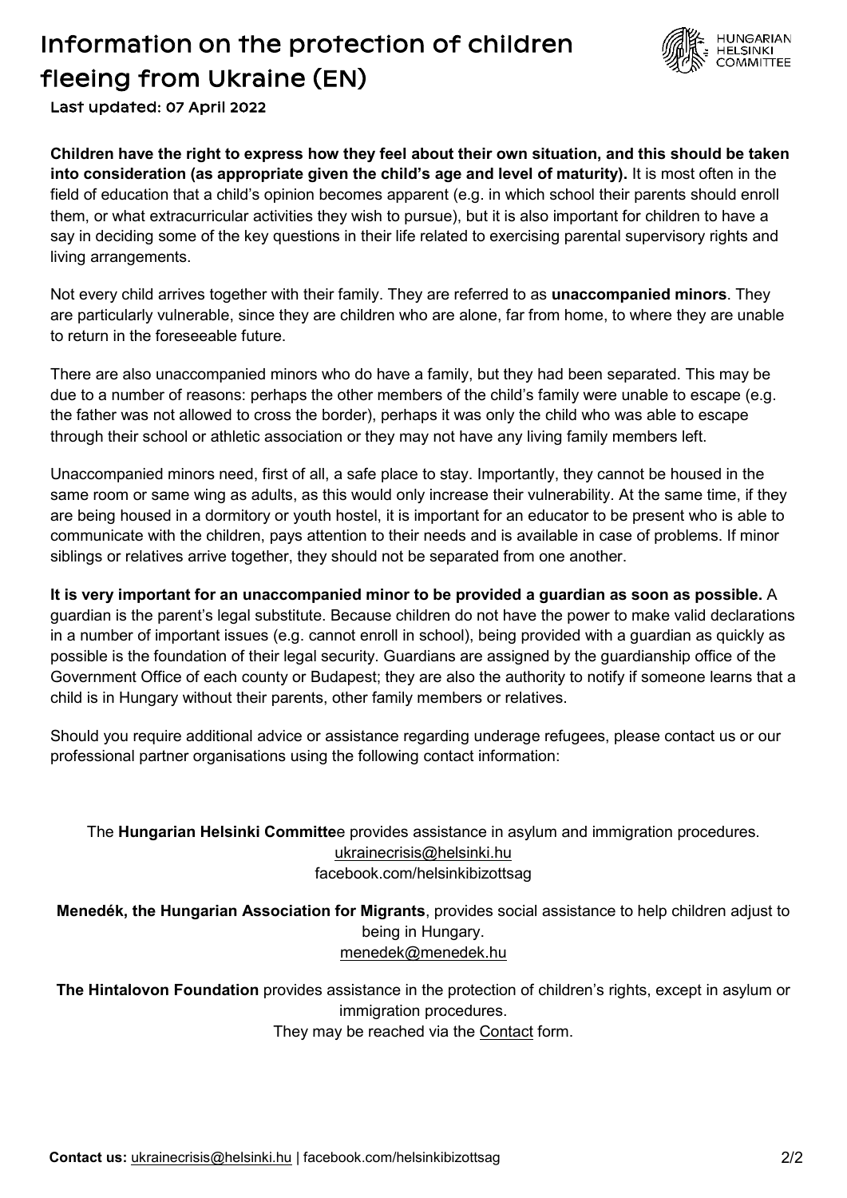# Information on the protection of children fleeing from Ukraine (EN)

Last updated: 07 April 2022

**Children have the right to express how they feel about their own situation, and this should be taken into consideration (as appropriate given the child's age and level of maturity).** It is most often in the field of education that a child's opinion becomes apparent (e.g. in which school their parents should enroll them, or what extracurricular activities they wish to pursue), but it is also important for children to have a say in deciding some of the key questions in their life related to exercising parental supervisory rights and living arrangements.

Not every child arrives together with their family. They are referred to as **unaccompanied minors**. They are particularly vulnerable, since they are children who are alone, far from home, to where they are unable to return in the foreseeable future.

There are also unaccompanied minors who do have a family, but they had been separated. This may be due to a number of reasons: perhaps the other members of the child's family were unable to escape (e.g. the father was not allowed to cross the border), perhaps it was only the child who was able to escape through their school or athletic association or they may not have any living family members left.

Unaccompanied minors need, first of all, a safe place to stay. Importantly, they cannot be housed in the same room or same wing as adults, as this would only increase their vulnerability. At the same time, if they are being housed in a dormitory or youth hostel, it is important for an educator to be present who is able to communicate with the children, pays attention to their needs and is available in case of problems. If minor siblings or relatives arrive together, they should not be separated from one another.

**It is very important for an unaccompanied minor to be provided a guardian as soon as possible.** A guardian is the parent's legal substitute. Because children do not have the power to make valid declarations in a number of important issues (e.g. cannot enroll in school), being provided with a guardian as quickly as possible is the foundation of their legal security. Guardians are assigned by the guardianship office of the Government Office of each county or Budapest; they are also the authority to notify if someone learns that a child is in Hungary without their parents, other family members or relatives.

Should you require additional advice or assistance regarding underage refugees, please contact us or our professional partner organisations using the following contact information:

The **Hungarian Helsinki Committee** provides assistance in asylum and immigration procedures.
ukrainecrisis@helsinki.hu
facebook.com/helsinkibizottsag

**Menedék, the Hungarian Association for Migrants**, provides social assistance to help children adjust to being in Hungary.
menedek@menedek.hu

**The Hintalovon Foundation** provides assistance in the protection of children's rights, except in asylum or immigration procedures.
They may be reached via the Contact form.

**Contact us:** ukrainecrisis@helsinki.hu | facebook.com/helsinkibizottsag